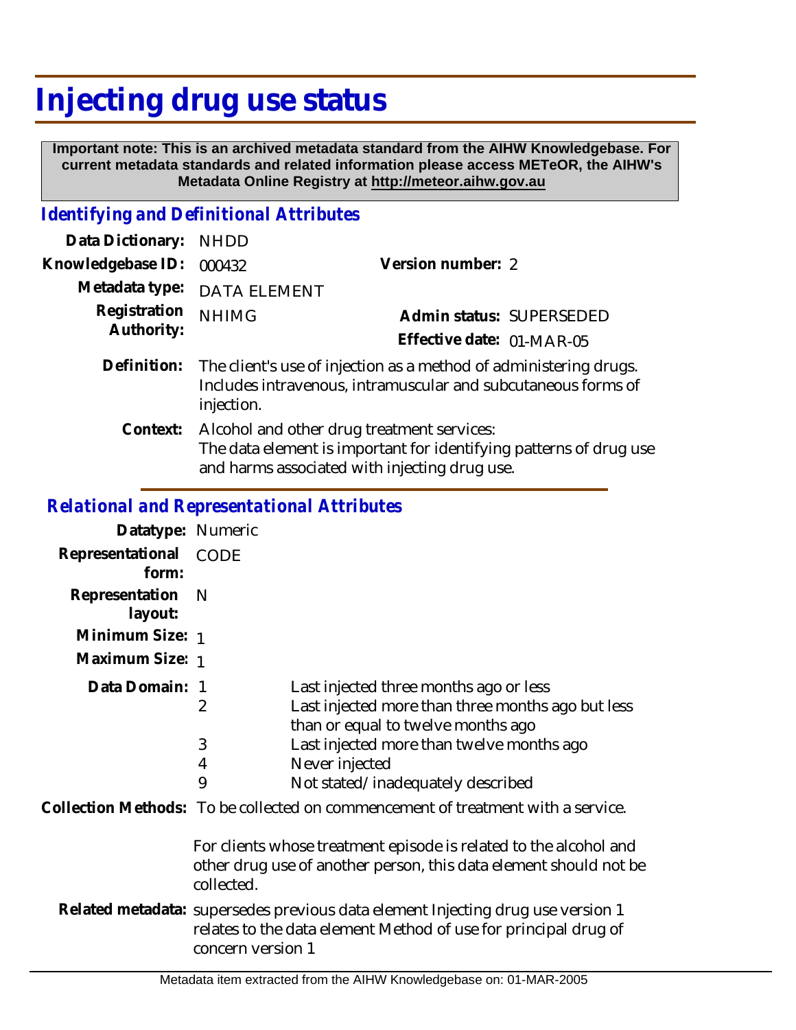# Injecting drug use status

**Important note: This is an archived metadata standard from the AIHW Knowledgebase. For current metadata standards and related information please access METeOR, the AIHW's Metadata Online Registry at http://meteor.aihw.gov.au**

## *Identifying and Definitional Attributes*

**Data Dictionary:** NHDD

**Knowledgebase ID:** 000432

**Version number:** 2

**Metadata type:** DATA ELEMENT

**Registration Authority:** NHIMG

**Admin status:** SUPERSEDED

**Effective date:** 01-MAR-05

**Definition:** The client's use of injection as a method of administering drugs. Includes intravenous, intramuscular and subcutaneous forms of injection.

**Context:** Alcohol and other drug treatment services:
The data element is important for identifying patterns of drug use and harms associated with injecting drug use.

## *Relational and Representational Attributes*

**Datatype:** Numeric

**Representational form:** CODE

**Representation layout:** N

**Minimum Size:** 1

**Maximum Size:** 1

**Data Domain:**

| Code | Description |
|---|---|
| 1 | Last injected three months ago or less |
| 2 | Last injected more than three months ago but less than or equal to twelve months ago |
| 3 | Last injected more than twelve months ago |
| 4 | Never injected |
| 9 | Not stated/inadequately described |

**Collection Methods:** To be collected on commencement of treatment with a service.

For clients whose treatment episode is related to the alcohol and other drug use of another person, this data element should not be collected.

**Related metadata:** supersedes previous data element Injecting drug use version 1
relates to the data element Method of use for principal drug of concern version 1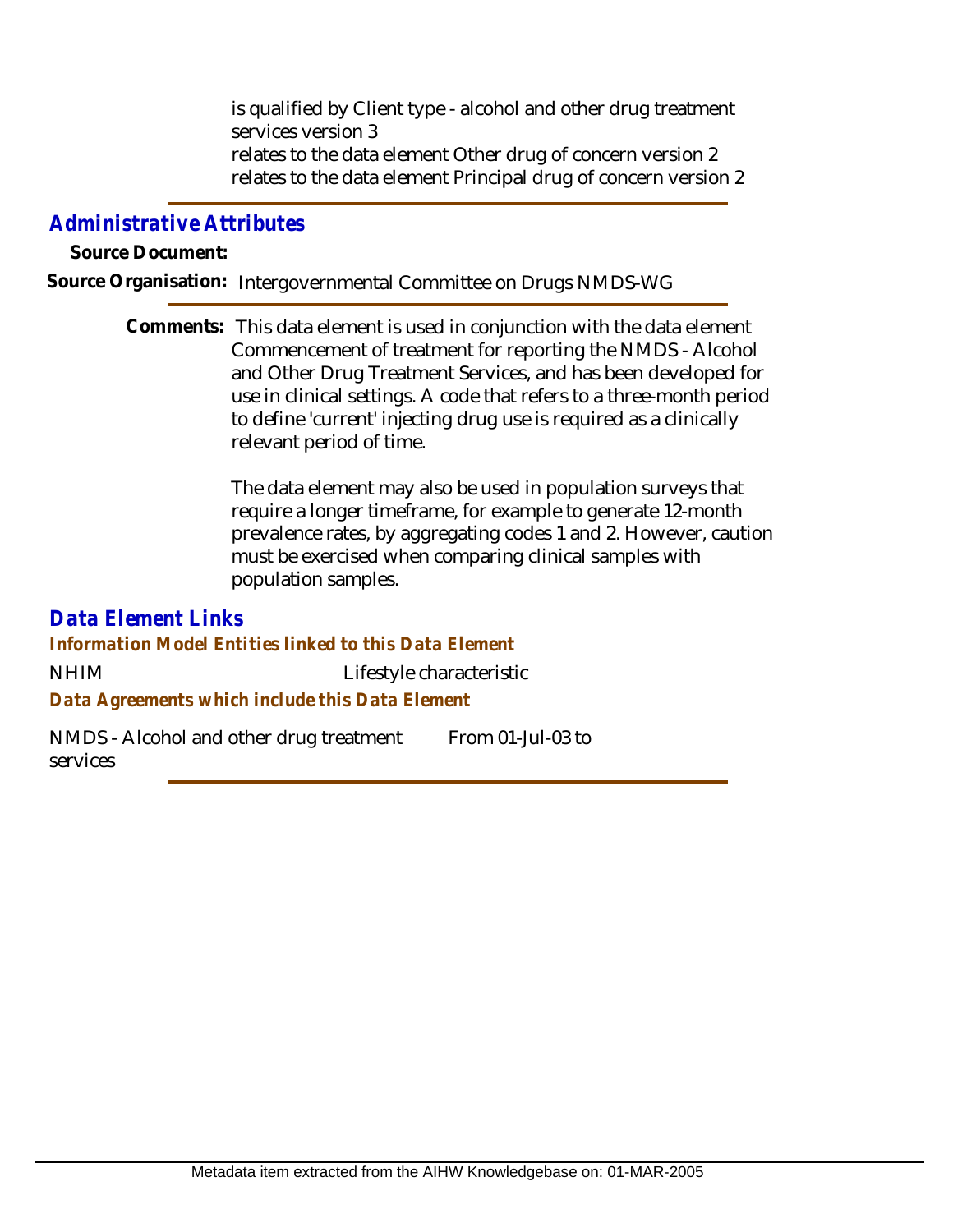is qualified by Client type - alcohol and other drug treatment services version 3
relates to the data element Other drug of concern version 2
relates to the data element Principal drug of concern version 2

## Administrative Attributes

**Source Document:**

**Source Organisation:** Intergovernmental Committee on Drugs NMDS-WG

**Comments:** This data element is used in conjunction with the data element Commencement of treatment for reporting the NMDS - Alcohol and Other Drug Treatment Services, and has been developed for use in clinical settings. A code that refers to a three-month period to define 'current' injecting drug use is required as a clinically relevant period of time.

The data element may also be used in population surveys that require a longer timeframe, for example to generate 12-month prevalence rates, by aggregating codes 1 and 2. However, caution must be exercised when comparing clinical samples with population samples.

## Data Element Links

### Information Model Entities linked to this Data Element

NHIM — Lifestyle characteristic

### Data Agreements which include this Data Element

NMDS - Alcohol and other drug treatment services — From 01-Jul-03 to